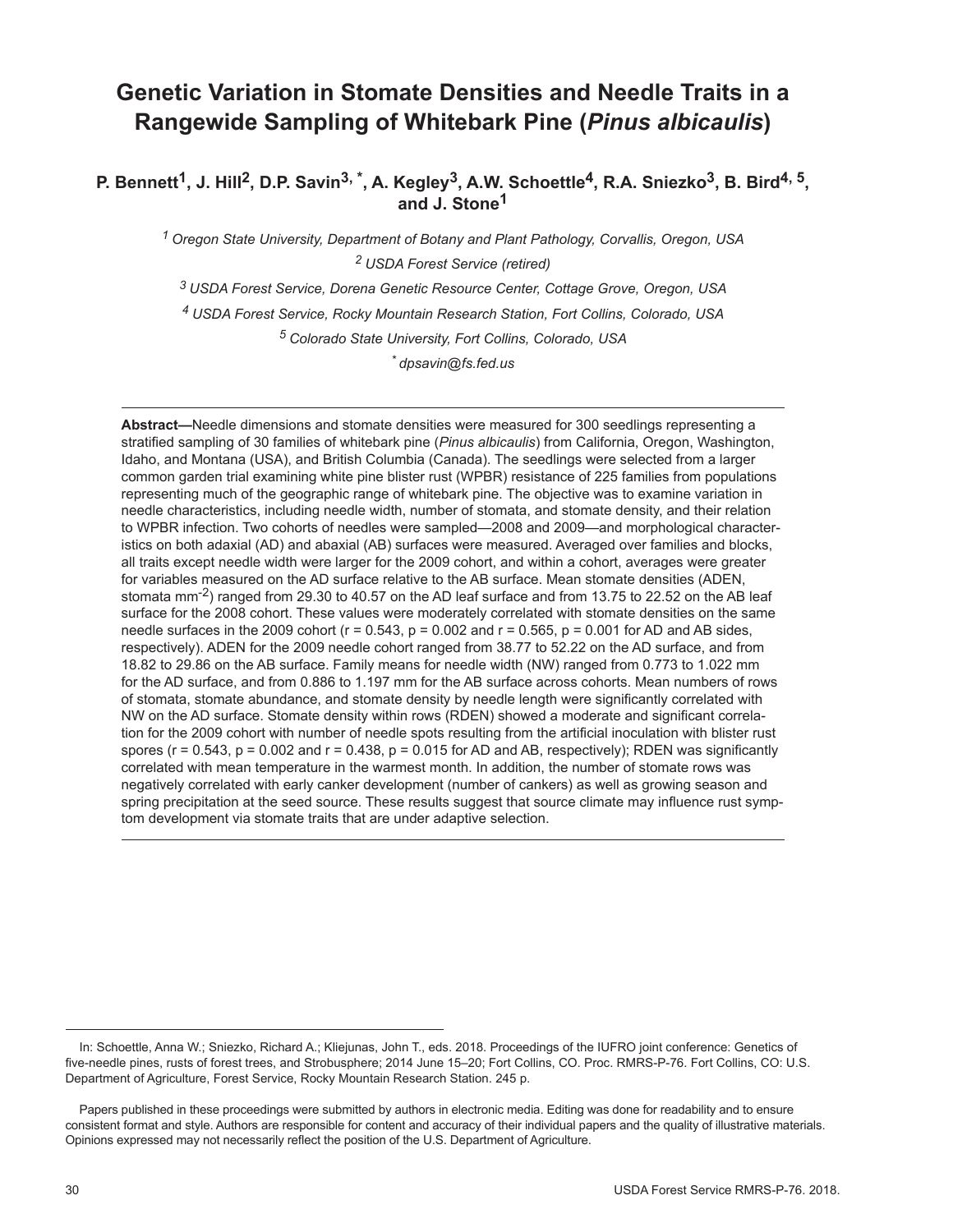# Genetic Variation in Stomate Densities and Needle Traits in a Rangewide Sampling of Whitebark Pine (*Pinus albicaulis*)

**P. Bennett[1], J. Hill[2], D.P. Savin[3, *], A. Kegley[3], A.W. Schoettle[4], R.A. Sniezko[3], B. Bird[4, 5], and J. Stone[1]**

*[1] Oregon State University, Department of Botany and Plant Pathology, Corvallis, Oregon, USA*

*[2] USDA Forest Service (retired)*

*[3] USDA Forest Service, Dorena Genetic Resource Center, Cottage Grove, Oregon, USA*

*[4] USDA Forest Service, Rocky Mountain Research Station, Fort Collins, Colorado, USA*

*[5] Colorado State University, Fort Collins, Colorado, USA*

*[*] dpsavin@fs.fed.us*

---

**Abstract—**Needle dimensions and stomate densities were measured for 300 seedlings representing a stratified sampling of 30 families of whitebark pine (*Pinus albicaulis*) from California, Oregon, Washington, Idaho, and Montana (USA), and British Columbia (Canada). The seedlings were selected from a larger common garden trial examining white pine blister rust (WPBR) resistance of 225 families from populations representing much of the geographic range of whitebark pine. The objective was to examine variation in needle characteristics, including needle width, number of stomata, and stomate density, and their relation to WPBR infection. Two cohorts of needles were sampled—2008 and 2009—and morphological characteristics on both adaxial (AD) and abaxial (AB) surfaces were measured. Averaged over families and blocks, all traits except needle width were larger for the 2009 cohort, and within a cohort, averages were greater for variables measured on the AD surface relative to the AB surface. Mean stomate densities (ADEN, stomata mm$^{-2}$) ranged from 29.30 to 40.57 on the AD leaf surface and from 13.75 to 22.52 on the AB leaf surface for the 2008 cohort. These values were moderately correlated with stomate densities on the same needle surfaces in the 2009 cohort ($r = 0.543$, $p = 0.002$ and $r = 0.565$, $p = 0.001$ for AD and AB sides, respectively). ADEN for the 2009 needle cohort ranged from 38.77 to 52.22 on the AD surface, and from 18.82 to 29.86 on the AB surface. Family means for needle width (NW) ranged from 0.773 to 1.022 mm for the AD surface, and from 0.886 to 1.197 mm for the AB surface across cohorts. Mean numbers of rows of stomata, stomate abundance, and stomate density by needle length were significantly correlated with NW on the AD surface. Stomate density within rows (RDEN) showed a moderate and significant correlation for the 2009 cohort with number of needle spots resulting from the artificial inoculation with blister rust spores ($r = 0.543$, $p = 0.002$ and $r = 0.438$, $p = 0.015$ for AD and AB, respectively); RDEN was significantly correlated with mean temperature in the warmest month. In addition, the number of stomate rows was negatively correlated with early canker development (number of cankers) as well as growing season and spring precipitation at the seed source. These results suggest that source climate may influence rust symptom development via stomate traits that are under adaptive selection.

---

In: Schoettle, Anna W.; Sniezko, Richard A.; Kliejunas, John T., eds. 2018. Proceedings of the IUFRO joint conference: Genetics of five-needle pines, rusts of forest trees, and Strobusphere; 2014 June 15–20; Fort Collins, CO. Proc. RMRS-P-76. Fort Collins, CO: U.S. Department of Agriculture, Forest Service, Rocky Mountain Research Station. 245 p.

Papers published in these proceedings were submitted by authors in electronic media. Editing was done for readability and to ensure consistent format and style. Authors are responsible for content and accuracy of their individual papers and the quality of illustrative materials. Opinions expressed may not necessarily reflect the position of the U.S. Department of Agriculture.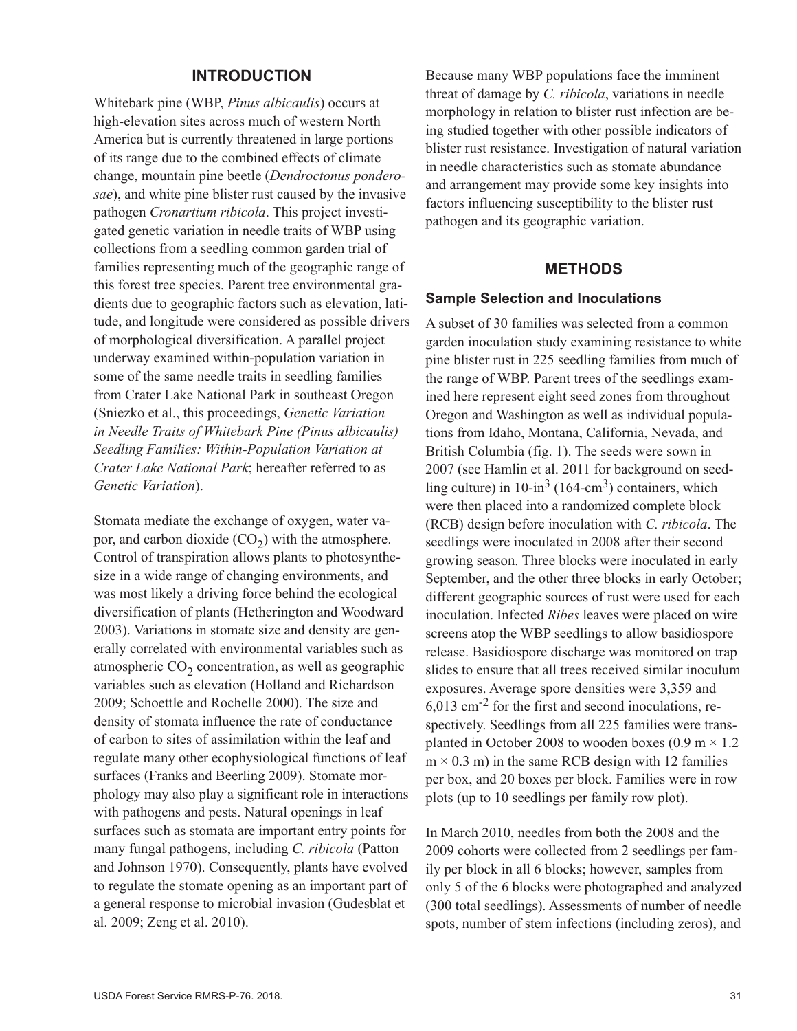## INTRODUCTION

Whitebark pine (WBP, *Pinus albicaulis*) occurs at high-elevation sites across much of western North America but is currently threatened in large portions of its range due to the combined effects of climate change, mountain pine beetle (*Dendroctonus ponderosae*), and white pine blister rust caused by the invasive pathogen *Cronartium ribicola*. This project investigated genetic variation in needle traits of WBP using collections from a seedling common garden trial of families representing much of the geographic range of this forest tree species. Parent tree environmental gradients due to geographic factors such as elevation, latitude, and longitude were considered as possible drivers of morphological diversification. A parallel project underway examined within-population variation in some of the same needle traits in seedling families from Crater Lake National Park in southeast Oregon (Sniezko et al., this proceedings, *Genetic Variation in Needle Traits of Whitebark Pine (Pinus albicaulis) Seedling Families: Within-Population Variation at Crater Lake National Park*; hereafter referred to as *Genetic Variation*).

Stomata mediate the exchange of oxygen, water vapor, and carbon dioxide ($CO_2$) with the atmosphere. Control of transpiration allows plants to photosynthesize in a wide range of changing environments, and was most likely a driving force behind the ecological diversification of plants (Hetherington and Woodward 2003). Variations in stomate size and density are generally correlated with environmental variables such as atmospheric $CO_2$ concentration, as well as geographic variables such as elevation (Holland and Richardson 2009; Schoettle and Rochelle 2000). The size and density of stomata influence the rate of conductance of carbon to sites of assimilation within the leaf and regulate many other ecophysiological functions of leaf surfaces (Franks and Beerling 2009). Stomate morphology may also play a significant role in interactions with pathogens and pests. Natural openings in leaf surfaces such as stomata are important entry points for many fungal pathogens, including *C. ribicola* (Patton and Johnson 1970). Consequently, plants have evolved to regulate the stomate opening as an important part of a general response to microbial invasion (Gudesblat et al. 2009; Zeng et al. 2010).

Because many WBP populations face the imminent threat of damage by *C. ribicola*, variations in needle morphology in relation to blister rust infection are being studied together with other possible indicators of blister rust resistance. Investigation of natural variation in needle characteristics such as stomate abundance and arrangement may provide some key insights into factors influencing susceptibility to the blister rust pathogen and its geographic variation.

## METHODS

### Sample Selection and Inoculations

A subset of 30 families was selected from a common garden inoculation study examining resistance to white pine blister rust in 225 seedling families from much of the range of WBP. Parent trees of the seedlings examined here represent eight seed zones from throughout Oregon and Washington as well as individual populations from Idaho, Montana, California, Nevada, and British Columbia (fig. 1). The seeds were sown in 2007 (see Hamlin et al. 2011 for background on seedling culture) in 10-in$^3$ (164-cm$^3$) containers, which were then placed into a randomized complete block (RCB) design before inoculation with *C. ribicola*. The seedlings were inoculated in 2008 after their second growing season. Three blocks were inoculated in early September, and the other three blocks in early October; different geographic sources of rust were used for each inoculation. Infected *Ribes* leaves were placed on wire screens atop the WBP seedlings to allow basidiospore release. Basidiospore discharge was monitored on trap slides to ensure that all trees received similar inoculum exposures. Average spore densities were 3,359 and 6,013 cm$^{-2}$ for the first and second inoculations, respectively. Seedlings from all 225 families were transplanted in October 2008 to wooden boxes (0.9 m × 1.2 m × 0.3 m) in the same RCB design with 12 families per box, and 20 boxes per block. Families were in row plots (up to 10 seedlings per family row plot).

In March 2010, needles from both the 2008 and the 2009 cohorts were collected from 2 seedlings per family per block in all 6 blocks; however, samples from only 5 of the 6 blocks were photographed and analyzed (300 total seedlings). Assessments of number of needle spots, number of stem infections (including zeros), and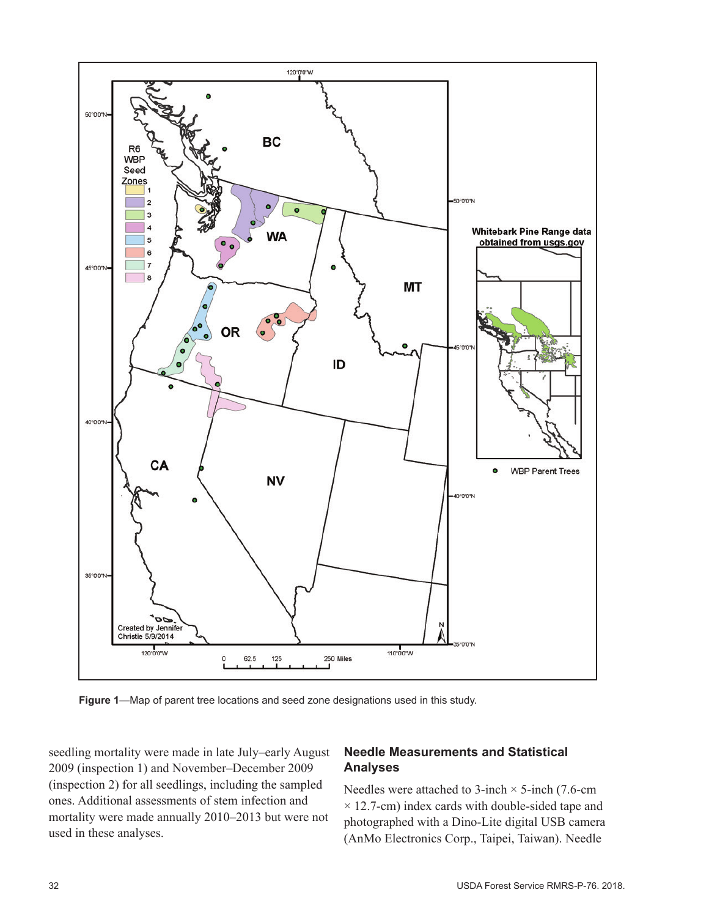**Figure 1**—Map of parent tree locations and seed zone designations used in this study.

seedling mortality were made in late July–early August 2009 (inspection 1) and November–December 2009 (inspection 2) for all seedlings, including the sampled ones. Additional assessments of stem infection and mortality were made annually 2010–2013 but were not used in these analyses.

## Needle Measurements and Statistical Analyses

Needles were attached to 3-inch × 5-inch (7.6-cm × 12.7-cm) index cards with double-sided tape and photographed with a Dino-Lite digital USB camera (AnMo Electronics Corp., Taipei, Taiwan). Needle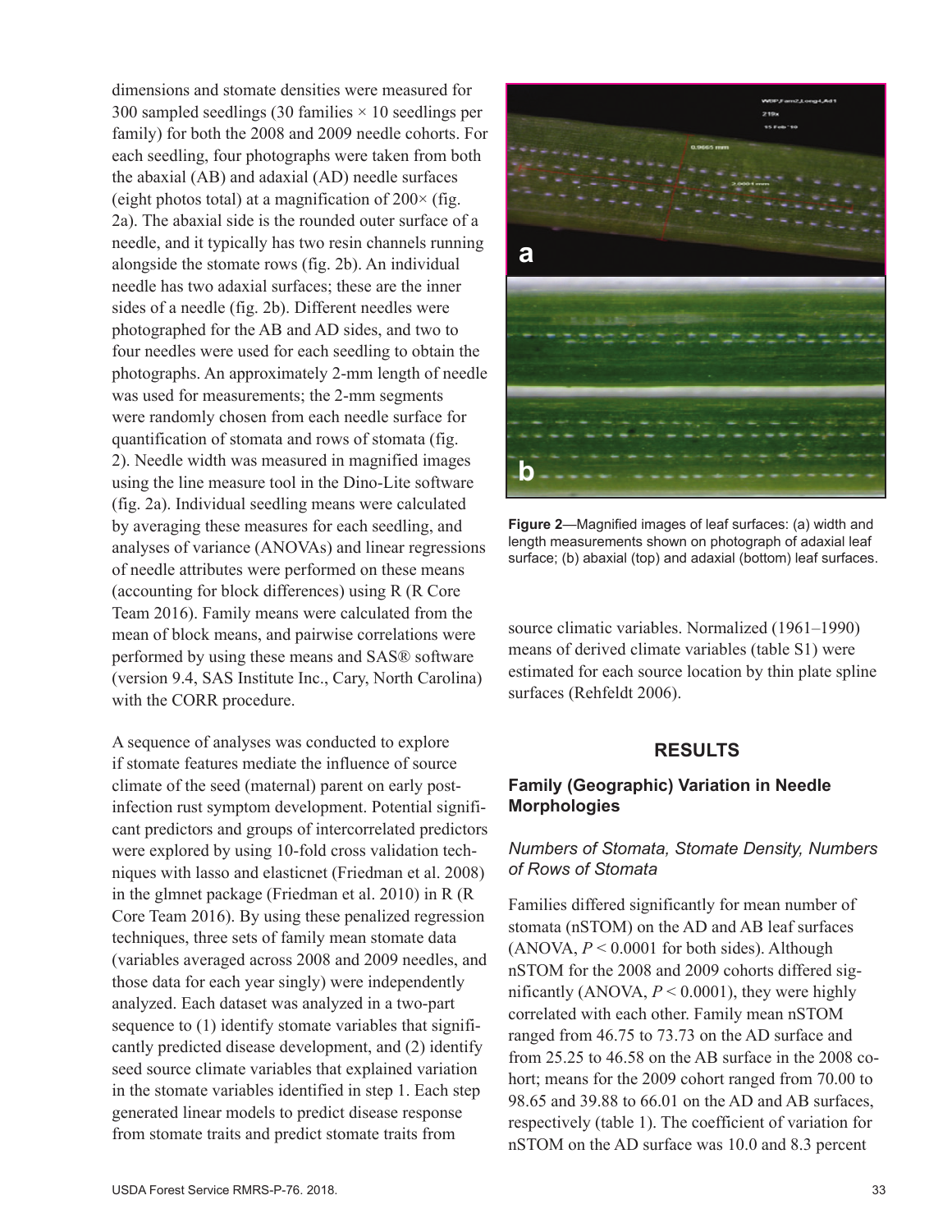dimensions and stomate densities were measured for 300 sampled seedlings (30 families × 10 seedlings per family) for both the 2008 and 2009 needle cohorts. For each seedling, four photographs were taken from both the abaxial (AB) and adaxial (AD) needle surfaces (eight photos total) at a magnification of 200× (fig. 2a). The abaxial side is the rounded outer surface of a needle, and it typically has two resin channels running alongside the stomate rows (fig. 2b). An individual needle has two adaxial surfaces; these are the inner sides of a needle (fig. 2b). Different needles were photographed for the AB and AD sides, and two to four needles were used for each seedling to obtain the photographs. An approximately 2-mm length of needle was used for measurements; the 2-mm segments were randomly chosen from each needle surface for quantification of stomata and rows of stomata (fig. 2). Needle width was measured in magnified images using the line measure tool in the Dino-Lite software (fig. 2a). Individual seedling means were calculated by averaging these measures for each seedling, and analyses of variance (ANOVAs) and linear regressions of needle attributes were performed on these means (accounting for block differences) using R (R Core Team 2016). Family means were calculated from the mean of block means, and pairwise correlations were performed by using these means and SAS® software (version 9.4, SAS Institute Inc., Cary, North Carolina) with the CORR procedure.

A sequence of analyses was conducted to explore if stomate features mediate the influence of source climate of the seed (maternal) parent on early post-infection rust symptom development. Potential significant predictors and groups of intercorrelated predictors were explored by using 10-fold cross validation techniques with lasso and elasticnet (Friedman et al. 2008) in the glmnet package (Friedman et al. 2010) in R (R Core Team 2016). By using these penalized regression techniques, three sets of family mean stomate data (variables averaged across 2008 and 2009 needles, and those data for each year singly) were independently analyzed. Each dataset was analyzed in a two-part sequence to (1) identify stomate variables that significantly predicted disease development, and (2) identify seed source climate variables that explained variation in the stomate variables identified in step 1. Each step generated linear models to predict disease response from stomate traits and predict stomate traits from source climatic variables. Normalized (1961–1990) means of derived climate variables (table S1) were estimated for each source location by thin plate spline surfaces (Rehfeldt 2006).

**Figure 2**—Magnified images of leaf surfaces: (a) width and length measurements shown on photograph of adaxial leaf surface; (b) abaxial (top) and adaxial (bottom) leaf surfaces.

## RESULTS

### Family (Geographic) Variation in Needle Morphologies

#### *Numbers of Stomata, Stomate Density, Numbers of Rows of Stomata*

Families differed significantly for mean number of stomata (nSTOM) on the AD and AB leaf surfaces (ANOVA, $P < 0.0001$ for both sides). Although nSTOM for the 2008 and 2009 cohorts differed significantly (ANOVA, $P < 0.0001$), they were highly correlated with each other. Family mean nSTOM ranged from 46.75 to 73.73 on the AD surface and from 25.25 to 46.58 on the AB surface in the 2008 cohort; means for the 2009 cohort ranged from 70.00 to 98.65 and 39.88 to 66.01 on the AD and AB surfaces, respectively (table 1). The coefficient of variation for nSTOM on the AD surface was 10.0 and 8.3 percent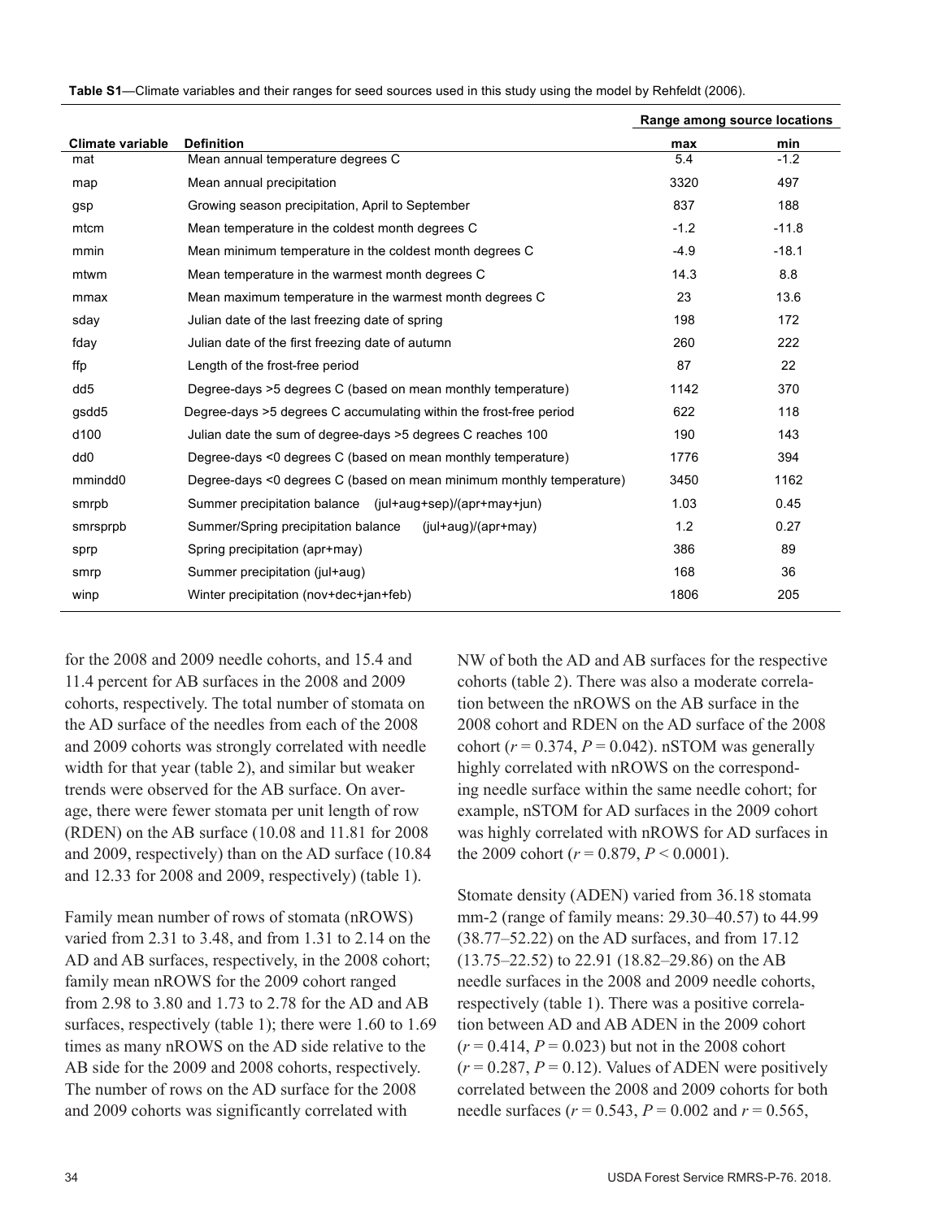**Table S1**—Climate variables and their ranges for seed sources used in this study using the model by Rehfeldt (2006).

| Climate variable | Definition | Range among source locations | |
|---|---|---|---|
| | | max | min |
| mat | Mean annual temperature degrees C | 5.4 | -1.2 |
| map | Mean annual precipitation | 3320 | 497 |
| gsp | Growing season precipitation, April to September | 837 | 188 |
| mtcm | Mean temperature in the coldest month degrees C | -1.2 | -11.8 |
| mmin | Mean minimum temperature in the coldest month degrees C | -4.9 | -18.1 |
| mtwm | Mean temperature in the warmest month degrees C | 14.3 | 8.8 |
| mmax | Mean maximum temperature in the warmest month degrees C | 23 | 13.6 |
| sday | Julian date of the last freezing date of spring | 198 | 172 |
| fday | Julian date of the first freezing date of autumn | 260 | 222 |
| ffp | Length of the frost-free period | 87 | 22 |
| dd5 | Degree-days >5 degrees C (based on mean monthly temperature) | 1142 | 370 |
| gsdd5 | Degree-days >5 degrees C accumulating within the frost-free period | 622 | 118 |
| d100 | Julian date the sum of degree-days >5 degrees C reaches 100 | 190 | 143 |
| dd0 | Degree-days <0 degrees C (based on mean monthly temperature) | 1776 | 394 |
| mmindd0 | Degree-days <0 degrees C (based on mean minimum monthly temperature) | 3450 | 1162 |
| smrpb | Summer precipitation balance (jul+aug+sep)/(apr+may+jun) | 1.03 | 0.45 |
| smrsprpb | Summer/Spring precipitation balance (jul+aug)/(apr+may) | 1.2 | 0.27 |
| sprp | Spring precipitation (apr+may) | 386 | 89 |
| smrp | Summer precipitation (jul+aug) | 168 | 36 |
| winp | Winter precipitation (nov+dec+jan+feb) | 1806 | 205 |

for the 2008 and 2009 needle cohorts, and 15.4 and 11.4 percent for AB surfaces in the 2008 and 2009 cohorts, respectively. The total number of stomata on the AD surface of the needles from each of the 2008 and 2009 cohorts was strongly correlated with needle width for that year (table 2), and similar but weaker trends were observed for the AB surface. On average, there were fewer stomata per unit length of row (RDEN) on the AB surface (10.08 and 11.81 for 2008 and 2009, respectively) than on the AD surface (10.84 and 12.33 for 2008 and 2009, respectively) (table 1).

Family mean number of rows of stomata (nROWS) varied from 2.31 to 3.48, and from 1.31 to 2.14 on the AD and AB surfaces, respectively, in the 2008 cohort; family mean nROWS for the 2009 cohort ranged from 2.98 to 3.80 and 1.73 to 2.78 for the AD and AB surfaces, respectively (table 1); there were 1.60 to 1.69 times as many nROWS on the AD side relative to the AB side for the 2009 and 2008 cohorts, respectively. The number of rows on the AD surface for the 2008 and 2009 cohorts was significantly correlated with NW of both the AD and AB surfaces for the respective cohorts (table 2). There was also a moderate correlation between the nROWS on the AB surface in the 2008 cohort and RDEN on the AD surface of the 2008 cohort ($r = 0.374$, $P = 0.042$). nSTOM was generally highly correlated with nROWS on the corresponding needle surface within the same needle cohort; for example, nSTOM for AD surfaces in the 2009 cohort was highly correlated with nROWS for AD surfaces in the 2009 cohort ($r = 0.879$, $P < 0.0001$).

Stomate density (ADEN) varied from 36.18 stomata mm-2 (range of family means: 29.30–40.57) to 44.99 (38.77–52.22) on the AD surfaces, and from 17.12 (13.75–22.52) to 22.91 (18.82–29.86) on the AB needle surfaces in the 2008 and 2009 needle cohorts, respectively (table 1). There was a positive correlation between AD and AB ADEN in the 2009 cohort ($r = 0.414$, $P = 0.023$) but not in the 2008 cohort ($r = 0.287$, $P = 0.12$). Values of ADEN were positively correlated between the 2008 and 2009 cohorts for both needle surfaces ($r = 0.543$, $P = 0.002$ and $r = 0.565$,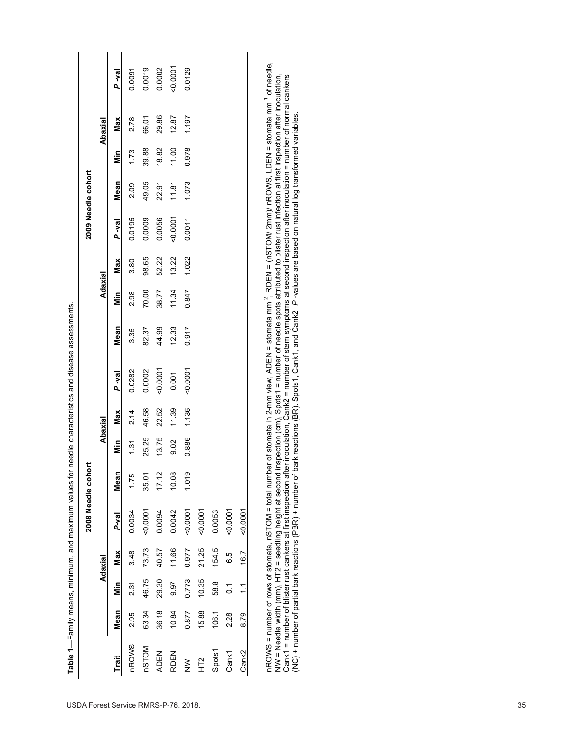**Table 1**—Family means, minimum, and maximum values for needle characteristics and disease assessments.

| | 2008 Needle cohort | | | | | | | | 2009 Needle cohort | | | | | | | |
|---|---|---|---|---|---|---|---|---|---|---|---|---|---|---|---|---|
| | Adaxial | | | | Abaxial | | | | Adaxial | | | | Abaxial | | | |
| Trait | Mean | Min | Max | *P*-val | Mean | Min | Max | *P*-val | Mean | Min | Max | *P*-val | Mean | Min | Max | *P*-val |
| nROWS | 2.95 | 2.31 | 3.48 | 0.0034 | 1.75 | 1.31 | 2.14 | 0.0282 | 3.35 | 2.98 | 3.80 | 0.0195 | 2.09 | 1.73 | 2.78 | 0.0091 |
| nSTOM | 63.34 | 46.75 | 73.73 | <0.0001 | 35.01 | 25.25 | 46.58 | 0.0002 | 82.37 | 70.00 | 98.65 | 0.0009 | 49.05 | 39.88 | 66.01 | 0.0019 |
| ADEN | 36.18 | 29.30 | 40.57 | 0.0094 | 17.12 | 13.75 | 22.52 | <0.0001 | 44.99 | 38.77 | 52.22 | 0.0056 | 22.91 | 18.82 | 29.86 | 0.0002 |
| RDEN | 10.84 | 9.97 | 11.66 | 0.0042 | 10.08 | 9.02 | 11.39 | 0.001 | 12.33 | 11.34 | 13.22 | <0.0001 | 11.81 | 11.00 | 12.87 | <0.0001 |
| NW | 0.877 | 0.773 | 0.977 | <0.0001 | 1.019 | 0.886 | 1.136 | <0.0001 | 0.917 | 0.847 | 1.022 | 0.0011 | 1.073 | 0.978 | 1.197 | 0.0129 |
| HT2 | 15.88 | 10.35 | 21.25 | <0.0001 | | | | | | | | | | | | |
| Spots1 | 106.1 | 58.8 | 154.5 | 0.0053 | | | | | | | | | | | | |
| Cank1 | 2.28 | 0.1 | 6.5 | <0.0001 | | | | | | | | | | | | |
| Cank2 | 8.79 | 1.1 | 16.7 | <0.0001 | | | | | | | | | | | | |

nROWS = number of rows of stomata, nSTOM = total number of stomata in 2-mm view, ADEN = stomata mm$^{-2}$, RDEN = (nSTOM/ 2mm)/ nROWS, LDEN = stomata mm$^{-1}$ of needle, NW = Needle width (mm), HT2 = seedling height at second inspection (cm), Spots1 = number of needle spots attributed to blister rust infection at first inspection after inoculation, Cank1 = number of blister rust cankers at first inspection after inoculation, Cank2 = number of stem symptoms at second inspection after inoculation = number of normal cankers (NC) + number of partial bark reactions (PBR) + number of bark reactions (BR). Spots1, Cank1, and Cank2 *P*-values are based on natural log transformed variables.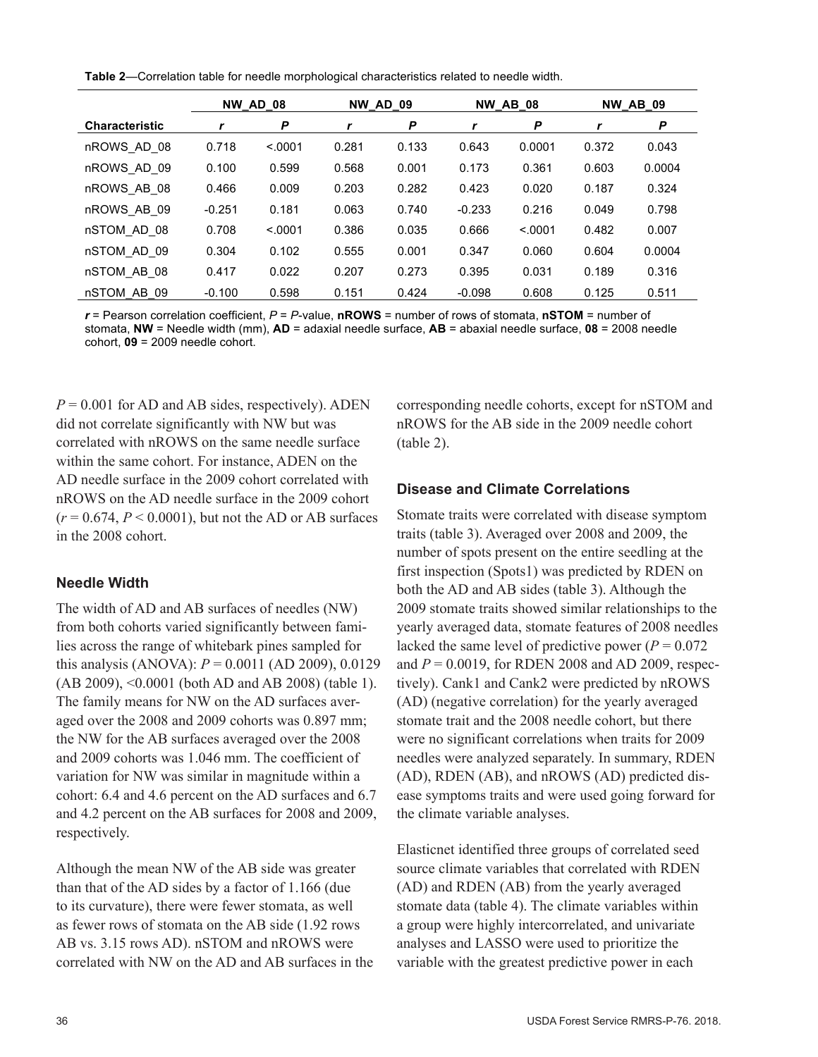**Table 2**—Correlation table for needle morphological characteristics related to needle width.

| | NW_AD_08 | | NW_AD_09 | | NW_AB_08 | | NW_AB_09 | |
|---|---|---|---|---|---|---|---|---|
| **Characteristic** | ***r*** | ***P*** | ***r*** | ***P*** | ***r*** | ***P*** | ***r*** | ***P*** |
| nROWS_AD_08 | 0.718 | <.0001 | 0.281 | 0.133 | 0.643 | 0.0001 | 0.372 | 0.043 |
| nROWS_AD_09 | 0.100 | 0.599 | 0.568 | 0.001 | 0.173 | 0.361 | 0.603 | 0.0004 |
| nROWS_AB_08 | 0.466 | 0.009 | 0.203 | 0.282 | 0.423 | 0.020 | 0.187 | 0.324 |
| nROWS_AB_09 | -0.251 | 0.181 | 0.063 | 0.740 | -0.233 | 0.216 | 0.049 | 0.798 |
| nSTOM_AD_08 | 0.708 | <.0001 | 0.386 | 0.035 | 0.666 | <.0001 | 0.482 | 0.007 |
| nSTOM_AD_09 | 0.304 | 0.102 | 0.555 | 0.001 | 0.347 | 0.060 | 0.604 | 0.0004 |
| nSTOM_AB_08 | 0.417 | 0.022 | 0.207 | 0.273 | 0.395 | 0.031 | 0.189 | 0.316 |
| nSTOM_AB_09 | -0.100 | 0.598 | 0.151 | 0.424 | -0.098 | 0.608 | 0.125 | 0.511 |

***r*** = Pearson correlation coefficient, *P* = *P*-value, **nROWS** = number of rows of stomata, **nSTOM** = number of stomata, **NW** = Needle width (mm), **AD** = adaxial needle surface, **AB** = abaxial needle surface, **08** = 2008 needle cohort, **09** = 2009 needle cohort.

$P = 0.001$ for AD and AB sides, respectively). ADEN did not correlate significantly with NW but was correlated with nROWS on the same needle surface within the same cohort. For instance, ADEN on the AD needle surface in the 2009 cohort correlated with nROWS on the AD needle surface in the 2009 cohort ($r = 0.674$, $P < 0.0001$), but not the AD or AB surfaces in the 2008 cohort.

### Needle Width

The width of AD and AB surfaces of needles (NW) from both cohorts varied significantly between families across the range of whitebark pines sampled for this analysis (ANOVA): $P = 0.0011$ (AD 2009), 0.0129 (AB 2009), <0.0001 (both AD and AB 2008) (table 1). The family means for NW on the AD surfaces averaged over the 2008 and 2009 cohorts was 0.897 mm; the NW for the AB surfaces averaged over the 2008 and 2009 cohorts was 1.046 mm. The coefficient of variation for NW was similar in magnitude within a cohort: 6.4 and 4.6 percent on the AD surfaces and 6.7 and 4.2 percent on the AB surfaces for 2008 and 2009, respectively.

Although the mean NW of the AB side was greater than that of the AD sides by a factor of 1.166 (due to its curvature), there were fewer stomata, as well as fewer rows of stomata on the AB side (1.92 rows AB vs. 3.15 rows AD). nSTOM and nROWS were correlated with NW on the AD and AB surfaces in the corresponding needle cohorts, except for nSTOM and nROWS for the AB side in the 2009 needle cohort (table 2).

### Disease and Climate Correlations

Stomate traits were correlated with disease symptom traits (table 3). Averaged over 2008 and 2009, the number of spots present on the entire seedling at the first inspection (Spots1) was predicted by RDEN on both the AD and AB sides (table 3). Although the 2009 stomate traits showed similar relationships to the yearly averaged data, stomate features of 2008 needles lacked the same level of predictive power ($P = 0.072$ and $P = 0.0019$, for RDEN 2008 and AD 2009, respectively). Cank1 and Cank2 were predicted by nROWS (AD) (negative correlation) for the yearly averaged stomate trait and the 2008 needle cohort, but there were no significant correlations when traits for 2009 needles were analyzed separately. In summary, RDEN (AD), RDEN (AB), and nROWS (AD) predicted disease symptoms traits and were used going forward for the climate variable analyses.

Elasticnet identified three groups of correlated seed source climate variables that correlated with RDEN (AD) and RDEN (AB) from the yearly averaged stomate data (table 4). The climate variables within a group were highly intercorrelated, and univariate analyses and LASSO were used to prioritize the variable with the greatest predictive power in each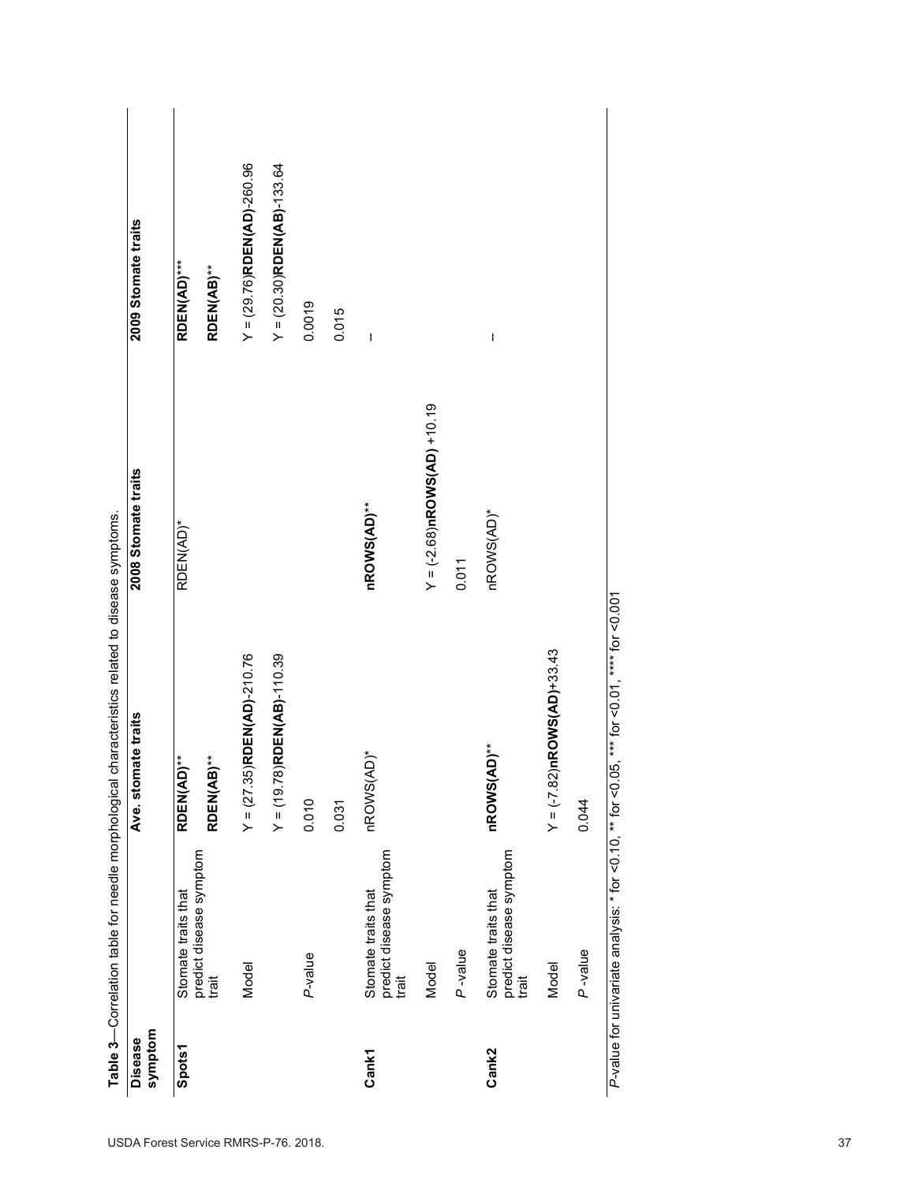**Table 3**—Correlation table for needle morphological characteristics related to disease symptoms.

| Disease symptom | | Ave. stomate traits | 2008 Stomate traits | 2009 Stomate traits |
|---|---|---|---|---|
| **Spots1** | Stomate traits that predict disease symptom trait | **RDEN(AD)**** | RDEN(AD)* | **RDEN(AD)***** |
| | | **RDEN(AB)**** | | **RDEN(AB)**** |
| | Model | Y = (27.35)**RDEN(AD)**-210.76 | | Y = (29.76)**RDEN(AD)**-260.96 |
| | | Y = (19.78)**RDEN(AB)**-110.39 | | Y = (20.30)**RDEN(AB)**-133.64 |
| | *P*-value | 0.010 | | 0.0019 |
| | | 0.031 | | 0.015 |
| **Cank1** | Stomate traits that predict disease symptom trait | nROWS(AD)* | **nROWS(AD)**** | – |
| | Model | | Y = (-2.68)**nROWS(AD)** +10.19 | |
| | *P*-value | | 0.011 | |
| **Cank2** | Stomate traits that predict disease symptom trait | **nROWS(AD)**** | nROWS(AD)* | – |
| | Model | Y = (-7.82)**nROWS(AD)**+33.43 | | |
| | *P*-value | 0.044 | | |

*P*-value for univariate analysis: * for <0.10, ** for <0.05, *** for <0.01, **** for <0.001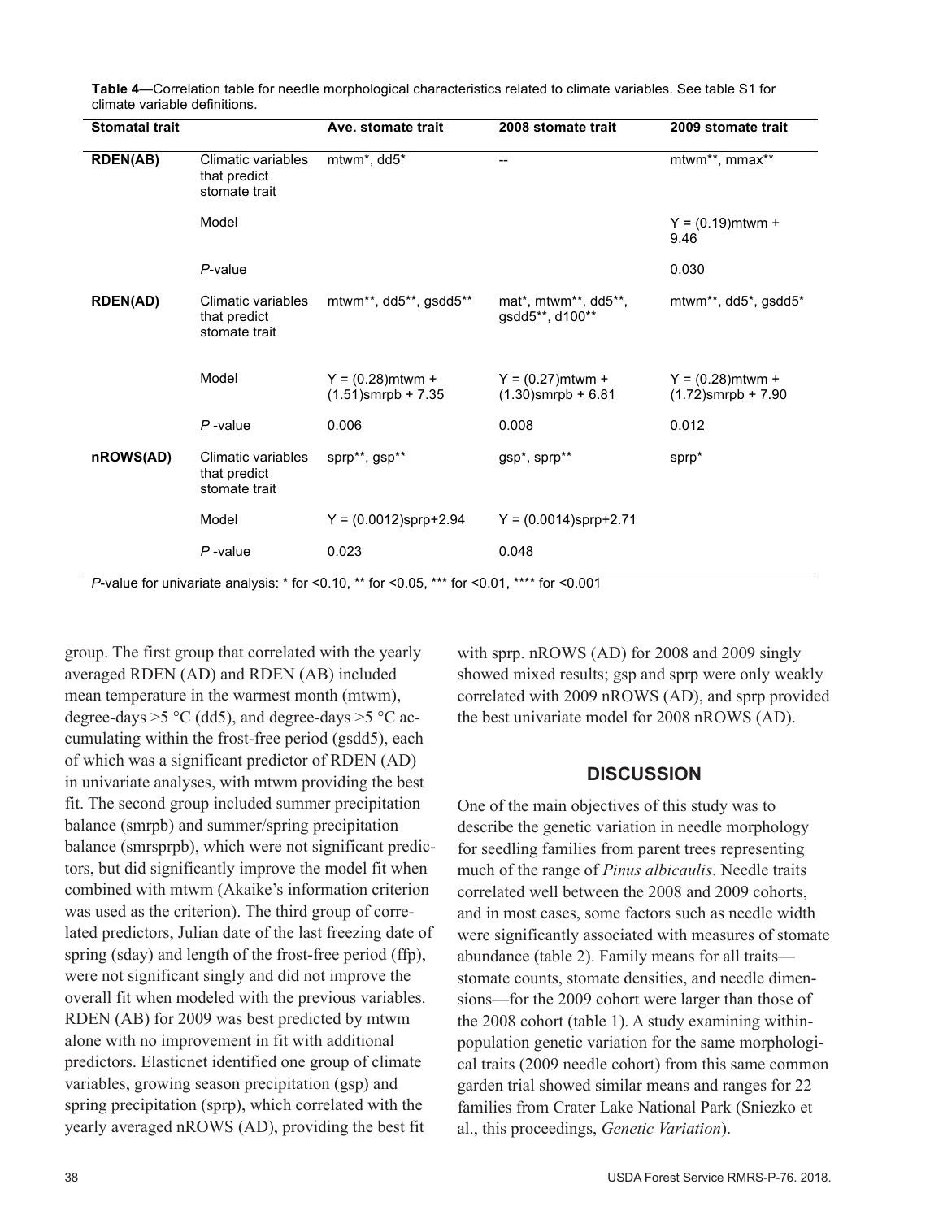**Table 4**—Correlation table for needle morphological characteristics related to climate variables. See table S1 for climate variable definitions.

| Stomatal trait | | Ave. stomate trait | 2008 stomate trait | 2009 stomate trait |
|---|---|---|---|---|
| **RDEN(AB)** | Climatic variables that predict stomate trait | mtwm*, dd5* | -- | mtwm**, mmax** |
| | Model | | | Y = (0.19)mtwm + 9.46 |
| | *P*-value | | | 0.030 |
| **RDEN(AD)** | Climatic variables that predict stomate trait | mtwm**, dd5**, gsdd5** | mat*, mtwm**, dd5**, gsdd5**, d100** | mtwm**, dd5*, gsdd5* |
| | Model | Y = (0.28)mtwm + (1.51)smrpb + 7.35 | Y = (0.27)mtwm + (1.30)smrpb + 6.81 | Y = (0.28)mtwm + (1.72)smrpb + 7.90 |
| | *P* -value | 0.006 | 0.008 | 0.012 |
| **nROWS(AD)** | Climatic variables that predict stomate trait | sprp**, gsp** | gsp*, sprp** | sprp* |
| | Model | Y = (0.0012)sprp+2.94 | Y = (0.0014)sprp+2.71 | |
| | *P* -value | 0.023 | 0.048 | |

*P*-value for univariate analysis: * for <0.10, ** for <0.05, *** for <0.01, **** for <0.001

group. The first group that correlated with the yearly averaged RDEN (AD) and RDEN (AB) included mean temperature in the warmest month (mtwm), degree-days >5 °C (dd5), and degree-days >5 °C accumulating within the frost-free period (gsdd5), each of which was a significant predictor of RDEN (AD) in univariate analyses, with mtwm providing the best fit. The second group included summer precipitation balance (smrpb) and summer/spring precipitation balance (smrsprpb), which were not significant predictors, but did significantly improve the model fit when combined with mtwm (Akaike's information criterion was used as the criterion). The third group of correlated predictors, Julian date of the last freezing date of spring (sday) and length of the frost-free period (ffp), were not significant singly and did not improve the overall fit when modeled with the previous variables. RDEN (AB) for 2009 was best predicted by mtwm alone with no improvement in fit with additional predictors. Elasticnet identified one group of climate variables, growing season precipitation (gsp) and spring precipitation (sprp), which correlated with the yearly averaged nROWS (AD), providing the best fit with sprp. nROWS (AD) for 2008 and 2009 singly showed mixed results; gsp and sprp were only weakly correlated with 2009 nROWS (AD), and sprp provided the best univariate model for 2008 nROWS (AD).

## DISCUSSION

One of the main objectives of this study was to describe the genetic variation in needle morphology for seedling families from parent trees representing much of the range of *Pinus albicaulis*. Needle traits correlated well between the 2008 and 2009 cohorts, and in most cases, some factors such as needle width were significantly associated with measures of stomate abundance (table 2). Family means for all traits—stomate counts, stomate densities, and needle dimensions—for the 2009 cohort were larger than those of the 2008 cohort (table 1). A study examining within-population genetic variation for the same morphological traits (2009 needle cohort) from this same common garden trial showed similar means and ranges for 22 families from Crater Lake National Park (Sniezko et al., this proceedings, *Genetic Variation*).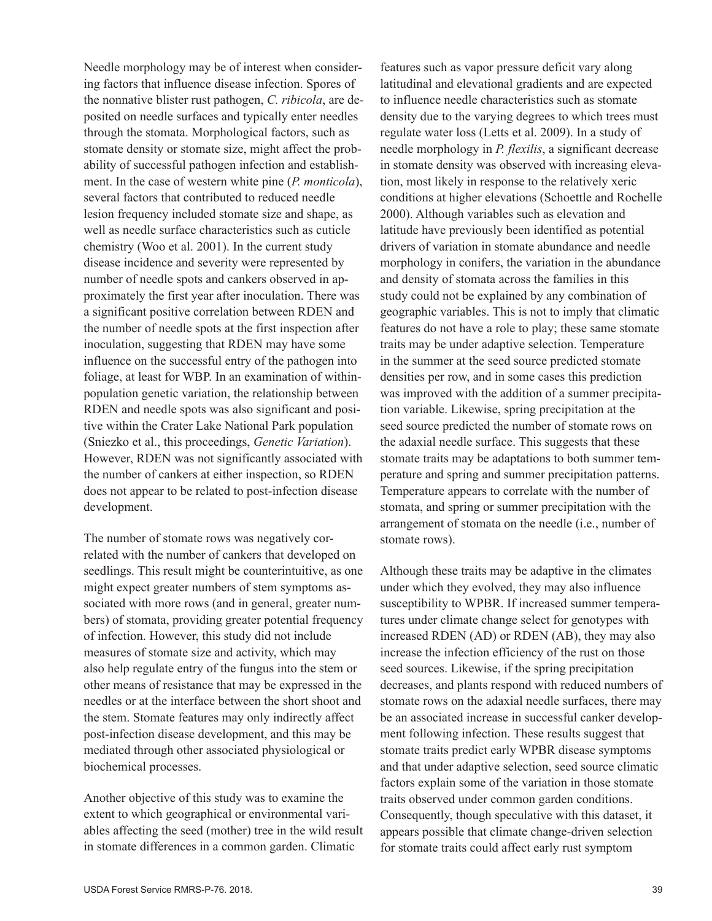Needle morphology may be of interest when considering factors that influence disease infection. Spores of the nonnative blister rust pathogen, *C. ribicola*, are deposited on needle surfaces and typically enter needles through the stomata. Morphological factors, such as stomate density or stomate size, might affect the probability of successful pathogen infection and establishment. In the case of western white pine (*P. monticola*), several factors that contributed to reduced needle lesion frequency included stomate size and shape, as well as needle surface characteristics such as cuticle chemistry (Woo et al. 2001). In the current study disease incidence and severity were represented by number of needle spots and cankers observed in approximately the first year after inoculation. There was a significant positive correlation between RDEN and the number of needle spots at the first inspection after inoculation, suggesting that RDEN may have some influence on the successful entry of the pathogen into foliage, at least for WBP. In an examination of within-population genetic variation, the relationship between RDEN and needle spots was also significant and positive within the Crater Lake National Park population (Sniezko et al., this proceedings, *Genetic Variation*). However, RDEN was not significantly associated with the number of cankers at either inspection, so RDEN does not appear to be related to post-infection disease development.

The number of stomate rows was negatively correlated with the number of cankers that developed on seedlings. This result might be counterintuitive, as one might expect greater numbers of stem symptoms associated with more rows (and in general, greater numbers) of stomata, providing greater potential frequency of infection. However, this study did not include measures of stomate size and activity, which may also help regulate entry of the fungus into the stem or other means of resistance that may be expressed in the needles or at the interface between the short shoot and the stem. Stomate features may only indirectly affect post-infection disease development, and this may be mediated through other associated physiological or biochemical processes.

Another objective of this study was to examine the extent to which geographical or environmental variables affecting the seed (mother) tree in the wild result in stomate differences in a common garden. Climatic features such as vapor pressure deficit vary along latitudinal and elevational gradients and are expected to influence needle characteristics such as stomate density due to the varying degrees to which trees must regulate water loss (Letts et al. 2009). In a study of needle morphology in *P. flexilis*, a significant decrease in stomate density was observed with increasing elevation, most likely in response to the relatively xeric conditions at higher elevations (Schoettle and Rochelle 2000). Although variables such as elevation and latitude have previously been identified as potential drivers of variation in stomate abundance and needle morphology in conifers, the variation in the abundance and density of stomata across the families in this study could not be explained by any combination of geographic variables. This is not to imply that climatic features do not have a role to play; these same stomate traits may be under adaptive selection. Temperature in the summer at the seed source predicted stomate densities per row, and in some cases this prediction was improved with the addition of a summer precipitation variable. Likewise, spring precipitation at the seed source predicted the number of stomate rows on the adaxial needle surface. This suggests that these stomate traits may be adaptations to both summer temperature and spring and summer precipitation patterns. Temperature appears to correlate with the number of stomata, and spring or summer precipitation with the arrangement of stomata on the needle (i.e., number of stomate rows).

Although these traits may be adaptive in the climates under which they evolved, they may also influence susceptibility to WPBR. If increased summer temperatures under climate change select for genotypes with increased RDEN (AD) or RDEN (AB), they may also increase the infection efficiency of the rust on those seed sources. Likewise, if the spring precipitation decreases, and plants respond with reduced numbers of stomate rows on the adaxial needle surfaces, there may be an associated increase in successful canker development following infection. These results suggest that stomate traits predict early WPBR disease symptoms and that under adaptive selection, seed source climatic factors explain some of the variation in those stomate traits observed under common garden conditions. Consequently, though speculative with this dataset, it appears possible that climate change-driven selection for stomate traits could affect early rust symptom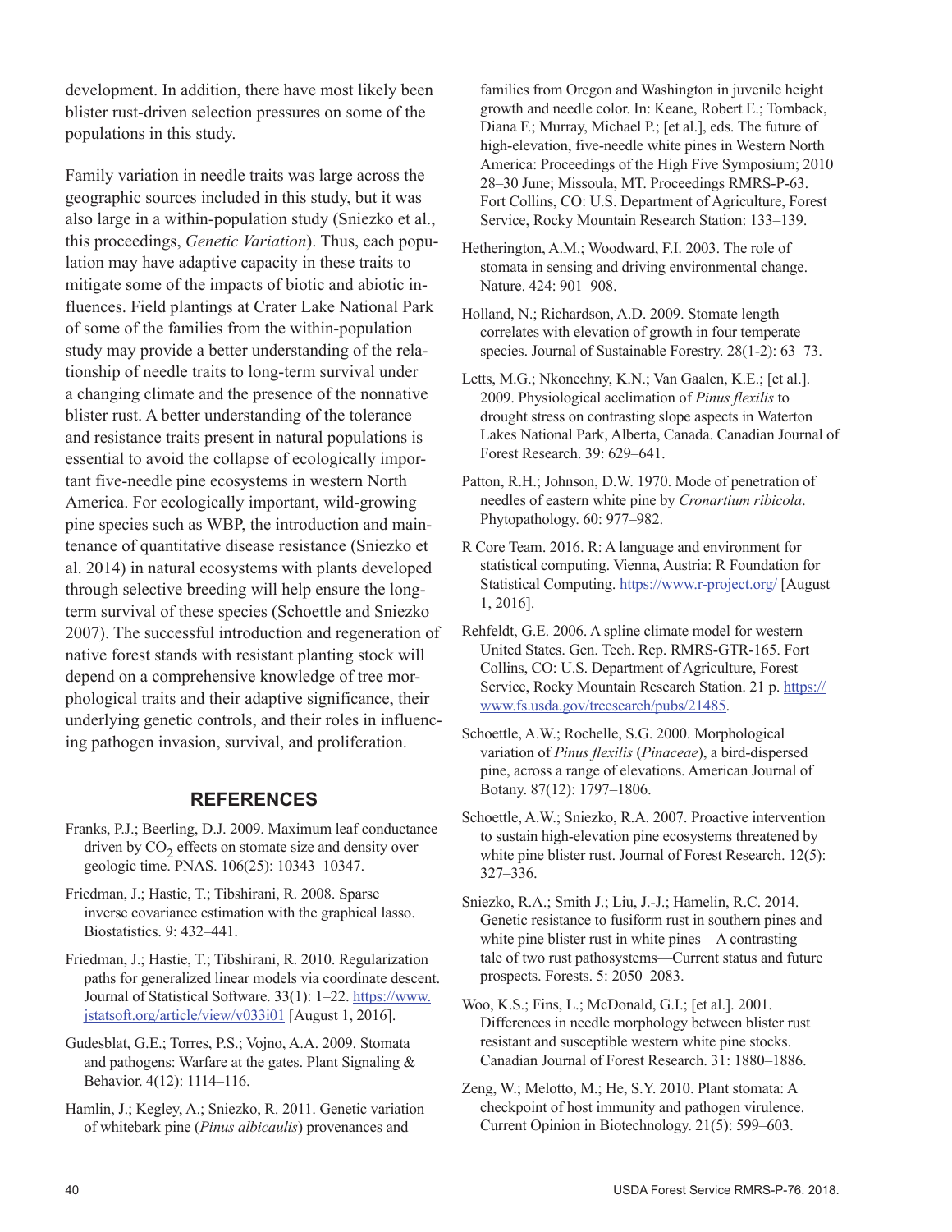development. In addition, there have most likely been blister rust-driven selection pressures on some of the populations in this study.

Family variation in needle traits was large across the geographic sources included in this study, but it was also large in a within-population study (Sniezko et al., this proceedings, *Genetic Variation*). Thus, each population may have adaptive capacity in these traits to mitigate some of the impacts of biotic and abiotic influences. Field plantings at Crater Lake National Park of some of the families from the within-population study may provide a better understanding of the relationship of needle traits to long-term survival under a changing climate and the presence of the nonnative blister rust. A better understanding of the tolerance and resistance traits present in natural populations is essential to avoid the collapse of ecologically important five-needle pine ecosystems in western North America. For ecologically important, wild-growing pine species such as WBP, the introduction and maintenance of quantitative disease resistance (Sniezko et al. 2014) in natural ecosystems with plants developed through selective breeding will help ensure the long-term survival of these species (Schoettle and Sniezko 2007). The successful introduction and regeneration of native forest stands with resistant planting stock will depend on a comprehensive knowledge of tree morphological traits and their adaptive significance, their underlying genetic controls, and their roles in influencing pathogen invasion, survival, and proliferation.

## REFERENCES

Franks, P.J.; Beerling, D.J. 2009. Maximum leaf conductance driven by $CO_2$ effects on stomate size and density over geologic time. PNAS. 106(25): 10343–10347.

Friedman, J.; Hastie, T.; Tibshirani, R. 2008. Sparse inverse covariance estimation with the graphical lasso. Biostatistics. 9: 432–441.

Friedman, J.; Hastie, T.; Tibshirani, R. 2010. Regularization paths for generalized linear models via coordinate descent. Journal of Statistical Software. 33(1): 1–22. https://www.jstatsoft.org/article/view/v033i01 [August 1, 2016].

Gudesblat, G.E.; Torres, P.S.; Vojno, A.A. 2009. Stomata and pathogens: Warfare at the gates. Plant Signaling & Behavior. 4(12): 1114–116.

Hamlin, J.; Kegley, A.; Sniezko, R. 2011. Genetic variation of whitebark pine (*Pinus albicaulis*) provenances and families from Oregon and Washington in juvenile height growth and needle color. In: Keane, Robert E.; Tomback, Diana F.; Murray, Michael P.; [et al.], eds. The future of high-elevation, five-needle white pines in Western North America: Proceedings of the High Five Symposium; 2010 28–30 June; Missoula, MT. Proceedings RMRS-P-63. Fort Collins, CO: U.S. Department of Agriculture, Forest Service, Rocky Mountain Research Station: 133–139.

Hetherington, A.M.; Woodward, F.I. 2003. The role of stomata in sensing and driving environmental change. Nature. 424: 901–908.

Holland, N.; Richardson, A.D. 2009. Stomate length correlates with elevation of growth in four temperate species. Journal of Sustainable Forestry. 28(1-2): 63–73.

Letts, M.G.; Nkonechny, K.N.; Van Gaalen, K.E.; [et al.]. 2009. Physiological acclimation of *Pinus flexilis* to drought stress on contrasting slope aspects in Waterton Lakes National Park, Alberta, Canada. Canadian Journal of Forest Research. 39: 629–641.

Patton, R.H.; Johnson, D.W. 1970. Mode of penetration of needles of eastern white pine by *Cronartium ribicola*. Phytopathology. 60: 977–982.

R Core Team. 2016. R: A language and environment for statistical computing. Vienna, Austria: R Foundation for Statistical Computing. https://www.r-project.org/ [August 1, 2016].

Rehfeldt, G.E. 2006. A spline climate model for western United States. Gen. Tech. Rep. RMRS-GTR-165. Fort Collins, CO: U.S. Department of Agriculture, Forest Service, Rocky Mountain Research Station. 21 p. https://www.fs.usda.gov/treesearch/pubs/21485.

Schoettle, A.W.; Rochelle, S.G. 2000. Morphological variation of *Pinus flexilis* (*Pinaceae*), a bird-dispersed pine, across a range of elevations. American Journal of Botany. 87(12): 1797–1806.

Schoettle, A.W.; Sniezko, R.A. 2007. Proactive intervention to sustain high-elevation pine ecosystems threatened by white pine blister rust. Journal of Forest Research. 12(5): 327–336.

Sniezko, R.A.; Smith J.; Liu, J.-J.; Hamelin, R.C. 2014. Genetic resistance to fusiform rust in southern pines and white pine blister rust in white pines—A contrasting tale of two rust pathosystems—Current status and future prospects. Forests. 5: 2050–2083.

Woo, K.S.; Fins, L.; McDonald, G.I.; [et al.]. 2001. Differences in needle morphology between blister rust resistant and susceptible western white pine stocks. Canadian Journal of Forest Research. 31: 1880–1886.

Zeng, W.; Melotto, M.; He, S.Y. 2010. Plant stomata: A checkpoint of host immunity and pathogen virulence. Current Opinion in Biotechnology. 21(5): 599–603.